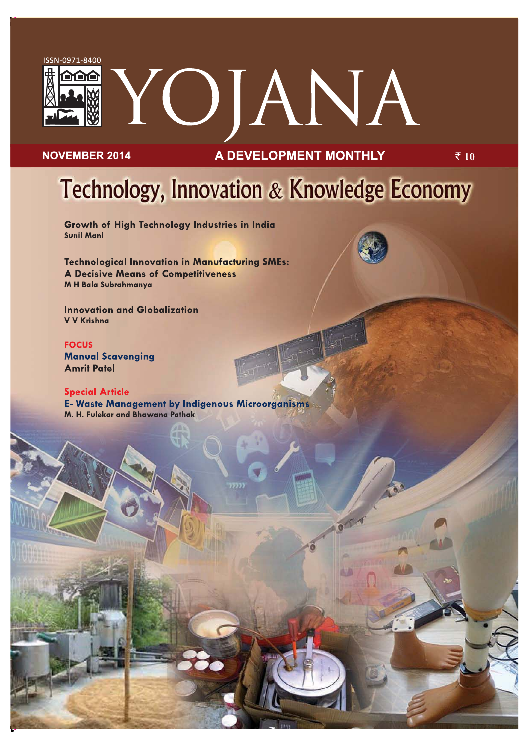ISSN-0971-8400

# YOJANA

**NOVEMBER 2014** **A DEVELOPMENT MONTHLY** **₹ 10**

## Technology, Innovation & Knowledge Economy

**Growth of High Technology Industries in India**
**Sunil Mani**

**Technological Innovation in Manufacturing SMEs: A Decisive Means of Competitiveness**
**M H Bala Subrahmanya**

**Innovation and Globalization**
**V V Krishna**

**FOCUS**
**Manual Scavenging**
**Amrit Patel**

**Special Article**
**E- Waste Management by Indigenous Microorganisms**
**M. H. Fulekar and Bhawana Pathak**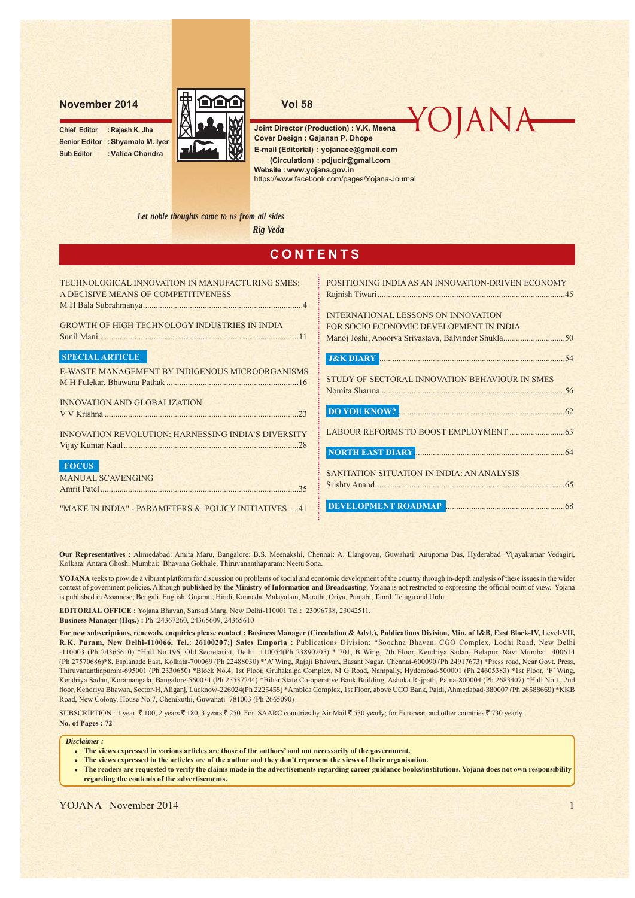**November 2014** **Vol 58**

# YOJANA

**Chief Editor** : **Rajesh K. Jha**
**Senior Editor** : **Shyamala M. Iyer**
**Sub Editor** : **Vatica Chandra**

**Joint Director (Production) : V.K. Meena**
**Cover Design : Gajanan P. Dhope**
**E-mail (Editorial) : yojanace@gmail.com**
**(Circulation) : pdjucir@gmail.com**
**Website : www.yojana.gov.in**
https://www.facebook.com/pages/Yojana-Journal

*Let noble thoughts come to us from all sides*
*Rig Veda*

## CONTENTS

TECHNOLOGICAL INNOVATION IN MANUFACTURING SMES: A DECISIVE MEANS OF COMPETITIVENESS
M H Bala Subrahmanya ....... 4

GROWTH OF HIGH TECHNOLOGY INDUSTRIES IN INDIA
Sunil Mani ....... 11

**SPECIAL ARTICLE**

E-WASTE MANAGEMENT BY INDIGENOUS MICROORGANISMS
M H Fulekar, Bhawana Pathak ....... 16

INNOVATION AND GLOBALIZATION
V V Krishna ....... 23

INNOVATION REVOLUTION: HARNESSING INDIA'S DIVERSITY
Vijay Kumar Kaul ....... 28

**FOCUS**

MANUAL SCAVENGING
Amrit Patel ....... 35

"MAKE IN INDIA" - PARAMETERS & POLICY INITIATIVES ....... 41

POSITIONING INDIA AS AN INNOVATION-DRIVEN ECONOMY
Rajnish Tiwari ....... 45

INTERNATIONAL LESSONS ON INNOVATION FOR SOCIO ECONOMIC DEVELOPMENT IN INDIA
Manoj Joshi, Apoorva Srivastava, Balvinder Shukla ....... 50

**J&K DIARY** ....... 54

STUDY OF SECTORAL INNOVATION BEHAVIOUR IN SMES
Nomita Sharma ....... 56

**DO YOU KNOW?** ....... 62

LABOUR REFORMS TO BOOST EMPLOYMENT ....... 63

**NORTH EAST DIARY** ....... 64

SANITATION SITUATION IN INDIA: AN ANALYSIS
Srishty Anand ....... 65

**DEVELOPMENT ROADMAP** ....... 68

**Our Representatives :** Ahmedabad: Amita Maru, Bangalore: B.S. Meenakshi, Chennai: A. Elangovan, Guwahati: Anupoma Das, Hyderabad: Vijayakumar Vedagiri, Kolkata: Antara Ghosh, Mumbai: Bhavana Gokhale, Thiruvananthapuram: Neetu Sona.

**YOJANA** seeks to provide a vibrant platform for discussion on problems of social and economic development of the country through in-depth analysis of these issues in the wider context of government policies. Although **published by the Ministry of Information and Broadcasting**, Yojana is not restricted to expressing the official point of view. Yojana is published in Assamese, Bengali, English, Gujarati, Hindi, Kannada, Malayalam, Marathi, Oriya, Punjabi, Tamil, Telugu and Urdu.

**EDITORIAL OFFICE :** Yojana Bhavan, Sansad Marg, New Delhi-110001 Tel.: 23096738, 23042511.
**Business Manager (Hqs.) :** Ph :24367260, 24365609, 24365610

**For new subscriptions, renewals, enquiries please contact : Business Manager (Circulation & Advt.), Publications Division, Min. of I&B, East Block-IV, Level-VII, R.K. Puram, New Delhi-110066, Tel.: 26100207;| Sales Emporia :** Publications Division: *Soochna Bhavan, CGO Complex, Lodhi Road, New Delhi -110003 (Ph 24365610) *Hall No.196, Old Secretariat, Delhi 110054(Ph 23890205) * 701, B Wing, 7th Floor, Kendriya Sadan, Belapur, Navi Mumbai 400614 (Ph 27570686)*8, Esplanade East, Kolkata-700069 (Ph 22488030) *'A' Wing, Rajaji Bhawan, Basant Nagar, Chennai-600090 (Ph 24917673) *Press road, Near Govt. Press, Thiruvananthapuram-695001 (Ph 2330650) *Block No.4, 1st Floor, Gruhakalpa Complex, M G Road, Nampally, Hyderabad-500001 (Ph 24605383) *1st Floor, 'F' Wing, Kendriya Sadan, Koramangala, Bangalore-560034 (Ph 25537244) *Bihar State Co-operative Bank Building, Ashoka Rajpath, Patna-800004 (Ph 2683407) *Hall No 1, 2nd floor, Kendriya Bhawan, Sector-H, Aliganj, Lucknow-226024(Ph 2225455) *Ambica Complex, 1st Floor, above UCO Bank, Paldi, Ahmedabad-380007 (Ph 26588669) *KKB Road, New Colony, House No.7, Chenikuthi, Guwahati 781003 (Ph 2665090)

SUBSCRIPTION : 1 year ₹ 100, 2 years ₹ 180, 3 years ₹ 250. For SAARC countries by Air Mail ₹ 530 yearly; for European and other countries ₹ 730 yearly.
**No. of Pages : 72**

***Disclaimer :***

- **The views expressed in various articles are those of the authors' and not necessarily of the government.**
- **The views expressed in the articles are of the author and they don't represent the views of their organisation.**
- **The readers are requested to verify the claims made in the advertisements regarding career guidance books/institutions. Yojana does not own responsibility regarding the contents of the advertisements.**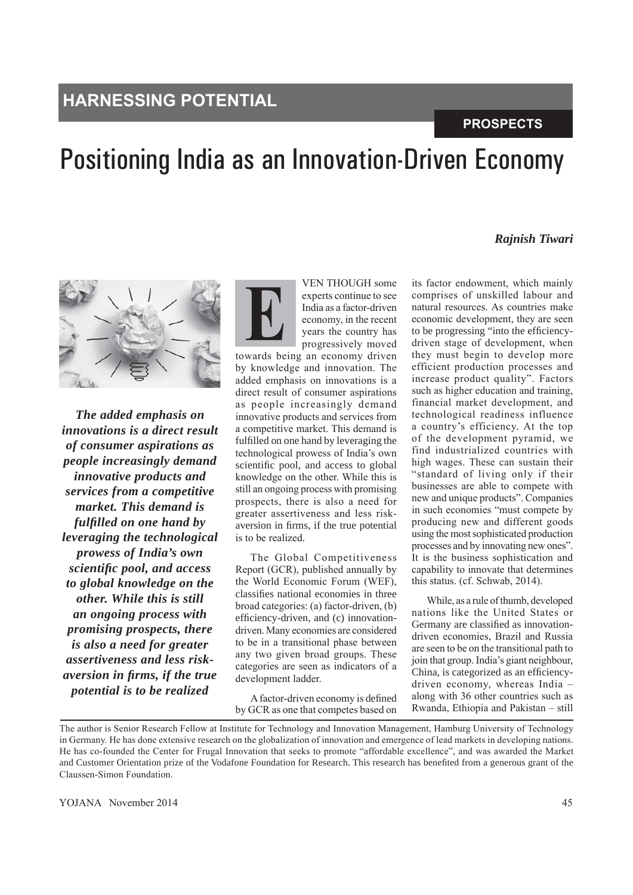# HARNESSING POTENTIAL

**PROSPECTS**

# Positioning India as an Innovation-Driven Economy

***Rajnish Tiwari***

***The added emphasis on innovations is a direct result of consumer aspirations as people increasingly demand innovative products and services from a competitive market. This demand is fulfilled on one hand by leveraging the technological prowess of India's own scientific pool, and access to global knowledge on the other. While this is still an ongoing process with promising prospects, there is also a need for greater assertiveness and less risk-aversion in firms, if the true potential is to be realized***

EVEN THOUGH some experts continue to see India as a factor-driven economy, in the recent years the country has progressively moved towards being an economy driven by knowledge and innovation. The added emphasis on innovations is a direct result of consumer aspirations as people increasingly demand innovative products and services from a competitive market. This demand is fulfilled on one hand by leveraging the technological prowess of India's own scientific pool, and access to global knowledge on the other. While this is still an ongoing process with promising prospects, there is also a need for greater assertiveness and less risk-aversion in firms, if the true potential is to be realized.

The Global Competitiveness Report (GCR), published annually by the World Economic Forum (WEF), classifies national economies in three broad categories: (a) factor-driven, (b) efficiency-driven, and (c) innovation-driven. Many economies are considered to be in a transitional phase between any two given broad groups. These categories are seen as indicators of a development ladder.

A factor-driven economy is defined by GCR as one that competes based on its factor endowment, which mainly comprises of unskilled labour and natural resources. As countries make economic development, they are seen to be progressing "into the efficiency-driven stage of development, when they must begin to develop more efficient production processes and increase product quality". Factors such as higher education and training, financial market development, and technological readiness influence a country's efficiency. At the top of the development pyramid, we find industrialized countries with high wages. These can sustain their "standard of living only if their businesses are able to compete with new and unique products". Companies in such economies "must compete by producing new and different goods using the most sophisticated production processes and by innovating new ones". It is the business sophistication and capability to innovate that determines this status. (cf. Schwab, 2014).

While, as a rule of thumb, developed nations like the United States or Germany are classified as innovation-driven economies, Brazil and Russia are seen to be on the transitional path to join that group. India's giant neighbour, China, is categorized as an efficiency-driven economy, whereas India – along with 36 other countries such as Rwanda, Ethiopia and Pakistan – still

The author is Senior Research Fellow at Institute for Technology and Innovation Management, Hamburg University of Technology in Germany. He has done extensive research on the globalization of innovation and emergence of lead markets in developing nations. He has co-founded the Center for Frugal Innovation that seeks to promote "affordable excellence", and was awarded the Market and Customer Orientation prize of the Vodafone Foundation for Research. This research has benefited from a generous grant of the Claussen-Simon Foundation.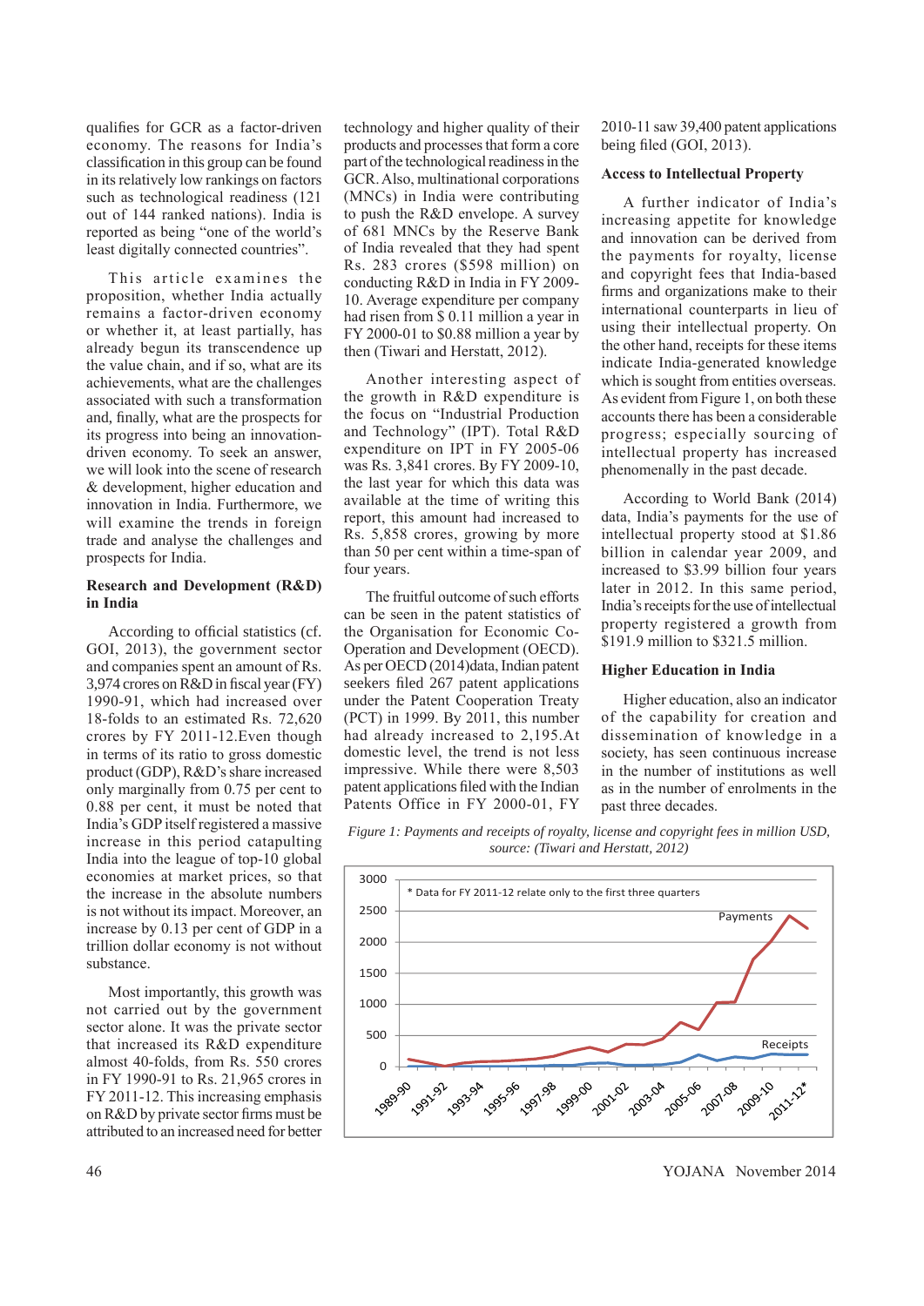qualifies for GCR as a factor-driven economy. The reasons for India's classification in this group can be found in its relatively low rankings on factors such as technological readiness (121 out of 144 ranked nations). India is reported as being "one of the world's least digitally connected countries".

This article examines the proposition, whether India actually remains a factor-driven economy or whether it, at least partially, has already begun its transcendence up the value chain, and if so, what are its achievements, what are the challenges associated with such a transformation and, finally, what are the prospects for its progress into being an innovation-driven economy. To seek an answer, we will look into the scene of research & development, higher education and innovation in India. Furthermore, we will examine the trends in foreign trade and analyse the challenges and prospects for India.

### Research and Development (R&D) in India

According to official statistics (cf. GOI, 2013), the government sector and companies spent an amount of Rs. 3,974 crores on R&D in fiscal year (FY) 1990-91, which had increased over 18-folds to an estimated Rs. 72,620 crores by FY 2011-12.Even though in terms of its ratio to gross domestic product (GDP), R&D's share increased only marginally from 0.75 per cent to 0.88 per cent, it must be noted that India's GDP itself registered a massive increase in this period catapulting India into the league of top-10 global economies at market prices, so that the increase in the absolute numbers is not without its impact. Moreover, an increase by 0.13 per cent of GDP in a trillion dollar economy is not without substance.

Most importantly, this growth was not carried out by the government sector alone. It was the private sector that increased its R&D expenditure almost 40-folds, from Rs. 550 crores in FY 1990-91 to Rs. 21,965 crores in FY 2011-12. This increasing emphasis on R&D by private sector firms must be attributed to an increased need for better technology and higher quality of their products and processes that form a core part of the technological readiness in the GCR. Also, multinational corporations (MNCs) in India were contributing to push the R&D envelope. A survey of 681 MNCs by the Reserve Bank of India revealed that they had spent Rs. 283 crores ($598 million) on conducting R&D in India in FY 2009-10. Average expenditure per company had risen from $ 0.11 million a year in FY 2000-01 to $0.88 million a year by then (Tiwari and Herstatt, 2012).

Another interesting aspect of the growth in R&D expenditure is the focus on "Industrial Production and Technology" (IPT). Total R&D expenditure on IPT in FY 2005-06 was Rs. 3,841 crores. By FY 2009-10, the last year for which this data was available at the time of writing this report, this amount had increased to Rs. 5,858 crores, growing by more than 50 per cent within a time-span of four years.

The fruitful outcome of such efforts can be seen in the patent statistics of the Organisation for Economic Co-Operation and Development (OECD). As per OECD (2014)data, Indian patent seekers filed 267 patent applications under the Patent Cooperation Treaty (PCT) in 1999. By 2011, this number had already increased to 2,195.At domestic level, the trend is not less impressive. While there were 8,503 patent applications filed with the Indian Patents Office in FY 2000-01, FY 2010-11 saw 39,400 patent applications being filed (GOI, 2013).

### Access to Intellectual Property

A further indicator of India's increasing appetite for knowledge and innovation can be derived from the payments for royalty, license and copyright fees that India-based firms and organizations make to their international counterparts in lieu of using their intellectual property. On the other hand, receipts for these items indicate India-generated knowledge which is sought from entities overseas. As evident from Figure 1, on both these accounts there has been a considerable progress; especially sourcing of intellectual property has increased phenomenally in the past decade.

According to World Bank (2014) data, India's payments for the use of intellectual property stood at $1.86 billion in calendar year 2009, and increased to $3.99 billion four years later in 2012. In this same period, India's receipts for the use of intellectual property registered a growth from $191.9 million to $321.5 million.

### Higher Education in India

Higher education, also an indicator of the capability for creation and dissemination of knowledge in a society, has seen continuous increase in the number of institutions as well as in the number of enrolments in the past three decades.

*Figure 1: Payments and receipts of royalty, license and copyright fees in million USD, source: (Tiwari and Herstatt, 2012)*

* Data for FY 2011-12 relate only to the first three quarters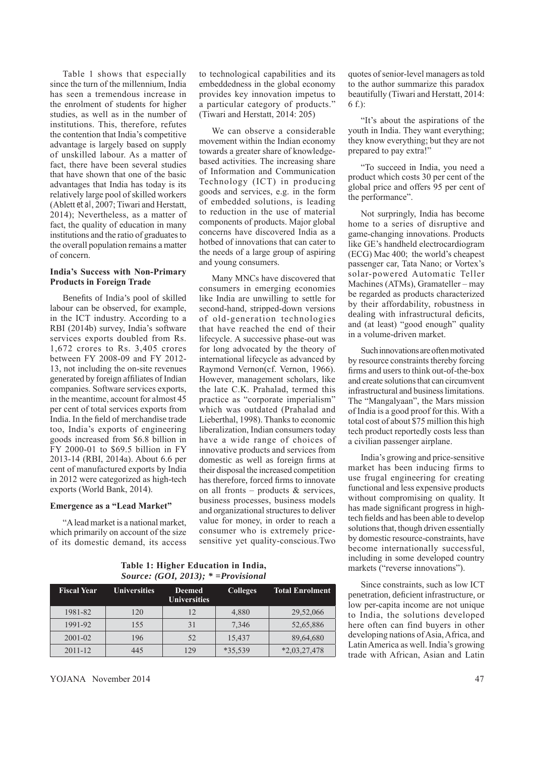Table 1 shows that especially since the turn of the millennium, India has seen a tremendous increase in the enrolment of students for higher studies, as well as in the number of institutions. This, therefore, refutes the contention that India's competitive advantage is largely based on supply of unskilled labour. As a matter of fact, there have been several studies that have shown that one of the basic advantages that India has today is its relatively large pool of skilled workers (Ablett *et al*, 2007; Tiwari and Herstatt, 2014); Nevertheless, as a matter of fact, the quality of education in many institutions and the ratio of graduates to the overall population remains a matter of concern.

### India's Success with Non-Primary Products in Foreign Trade

Benefits of India's pool of skilled labour can be observed, for example, in the ICT industry. According to a RBI (2014b) survey, India's software services exports doubled from Rs. 1,672 crores to Rs. 3,405 crores between FY 2008-09 and FY 2012-13, not including the on-site revenues generated by foreign affiliates of Indian companies. Software services exports, in the meantime, account for almost 45 per cent of total services exports from India. In the field of merchandise trade too, India's exports of engineering goods increased from $6.8 billion in FY 2000-01 to $69.5 billion in FY 2013-14 (RBI, 2014a). About 6.6 per cent of manufactured exports by India in 2012 were categorized as high-tech exports (World Bank, 2014).

### Emergence as a "Lead Market"

"A lead market is a national market, which primarily on account of the size of its domestic demand, its access to technological capabilities and its embeddedness in the global economy provides key innovation impetus to a particular category of products." (Tiwari and Herstatt, 2014: 205)

We can observe a considerable movement within the Indian economy towards a greater share of knowledge-based activities. The increasing share of Information and Communication Technology (ICT) in producing goods and services, e.g. in the form of embedded solutions, is leading to reduction in the use of material components of products. Major global concerns have discovered India as a hotbed of innovations that can cater to the needs of a large group of aspiring and young consumers.

Many MNCs have discovered that consumers in emerging economies like India are unwilling to settle for second-hand, stripped-down versions of old-generation technologies that have reached the end of their lifecycle. A successive phase-out was for long advocated by the theory of international lifecycle as advanced by Raymond Vernon(cf. Vernon, 1966). However, management scholars, like the late C.K. Prahalad, termed this practice as "corporate imperialism" which was outdated (Prahalad and Lieberthal, 1998). Thanks to economic liberalization, Indian consumers today have a wide range of choices of innovative products and services from domestic as well as foreign firms at their disposal the increased competition has therefore, forced firms to innovate on all fronts – products & services, business processes, business models and organizational structures to deliver value for money, in order to reach a consumer who is extremely price-sensitive yet quality-conscious.Two quotes of senior-level managers as told to the author summarize this paradox beautifully (Tiwari and Herstatt, 2014: 6 f.):

"It's about the aspirations of the youth in India. They want everything; they know everything; but they are not prepared to pay extra!"

"To succeed in India, you need a product which costs 30 per cent of the global price and offers 95 per cent of the performance".

Not surpringly, India has become home to a series of disruptive and game-changing innovations. Products like GE's handheld electrocardiogram (ECG) Mac 400; the world's cheapest passenger car, Tata Nano; or Vortex's solar-powered Automatic Teller Machines (ATMs), Gramateller – may be regarded as products characterized by their affordability, robustness in dealing with infrastructural deficits, and (at least) "good enough" quality in a volume-driven market.

Such innovations are often motivated by resource constraints thereby forcing firms and users to think out-of-the-box and create solutions that can circumvent infrastructural and business limitations. The "Mangalyaan", the Mars mission of India is a good proof for this. With a total cost of about $75 million this high tech product reportedly costs less than a civilian passenger airplane.

India's growing and price-sensitive market has been inducing firms to use frugal engineering for creating functional and less expensive products without compromising on quality. It has made significant progress in high-tech fields and has been able to develop solutions that, though driven essentially by domestic resource-constraints, have become internationally successful, including in some developed country markets ("reverse innovations").

Since constraints, such as low ICT penetration, deficient infrastructure, or low per-capita income are not unique to India, the solutions developed here often can find buyers in other developing nations of Asia, Africa, and Latin America as well. India's growing trade with African, Asian and Latin

**Table 1: Higher Education in India,**
***Source: (GOI, 2013); * =Provisional***

| Fiscal Year | Universities | Deemed Universities | Colleges | Total Enrolment |
|---|---|---|---|---|
| 1981-82 | 120 | 12 | 4,880 | 29,52,066 |
| 1991-92 | 155 | 31 | 7,346 | 52,65,886 |
| 2001-02 | 196 | 52 | 15,437 | 89,64,680 |
| 2011-12 | 445 | 129 | *35,539 | *2,03,27,478 |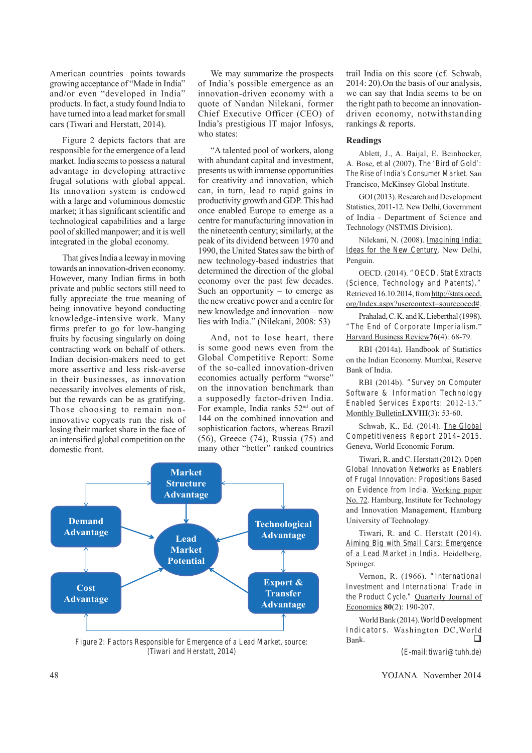American countries points towards growing acceptance of "Made in India" and/or even "developed in India" products. In fact, a study found India to have turned into a lead market for small cars (Tiwari and Herstatt, 2014).

Figure 2 depicts factors that are responsible for the emergence of a lead market. India seems to possess a natural advantage in developing attractive frugal solutions with global appeal. Its innovation system is endowed with a large and voluminous domestic market; it has significant scientific and technological capabilities and a large pool of skilled manpower; and it is well integrated in the global economy.

That gives India a leeway in moving towards an innovation-driven economy. However, many Indian firms in both private and public sectors still need to fully appreciate the true meaning of being innovative beyond conducting knowledge-intensive work. Many firms prefer to go for low-hanging fruits by focusing singularly on doing contracting work on behalf of others. Indian decision-makers need to get more assertive and less risk-averse in their businesses, as innovation necessarily involves elements of risk, but the rewards can be as gratifying. Those choosing to remain non-innovative copycats run the risk of losing their market share in the face of an intensified global competition on the domestic front.

We may summarize the prospects of India's possible emergence as an innovation-driven economy with a quote of Nandan Nilekani, former Chief Executive Officer (CEO) of India's prestigious IT major Infosys, who states:

"A talented pool of workers, along with abundant capital and investment, presents us with immense opportunities for creativity and innovation, which can, in turn, lead to rapid gains in productivity growth and GDP. This had once enabled Europe to emerge as a centre for manufacturing innovation in the nineteenth century; similarly, at the peak of its dividend between 1970 and 1990, the United States saw the birth of new technology-based industries that determined the direction of the global economy over the past few decades. Such an opportunity – to emerge as the new creative power and a centre for new knowledge and innovation – now lies with India." (Nilekani, 2008: 53)

And, not to lose heart, there is some good news even from the Global Competitive Report: Some of the so-called innovation-driven economies actually perform "worse" on the innovation benchmark than a supposedly factor-driven India. For example, India ranks 52nd out of 144 on the combined innovation and sophistication factors, whereas Brazil (56), Greece (74), Russia (75) and many other "better" ranked countries trail India on this score (cf. Schwab, 2014: 20).On the basis of our analysis, we can say that India seems to be on the right path to become an innovation-driven economy, notwithstanding rankings & reports.

Market Structure Advantage

Demand Advantage

Technological Advantage

Lead Market Potential

Cost Advantage

Export & Transfer Advantage

Figure 2: Factors Responsible for Emergence of a Lead Market, source: (Tiwari and Herstatt, 2014)

## Readings

Ablett, J., A. Baijal, E. Beinhocker, A. Bose, et al (2007). The 'Bird of Gold': The Rise of India's Consumer Market. San Francisco, McKinsey Global Institute.

GOI (2013). Research and Development Statistics, 2011-12. New Delhi, Government of India - Department of Science and Technology (NSTMIS Division).

Nilekani, N. (2008). Imagining India: Ideas for the New Century. New Delhi, Penguin.

OECD. (2014). "OECD. Stat Extracts (Science, Technology and Patents)." Retrieved 16.10.2014, from http://stats.oecd.org/Index.aspx?usercontext=sourceoecd#.

Prahalad, C. K. and K. Lieberthal (1998). "The End of Corporate Imperialism." Harvard Business Review **76**(4): 68-79.

RBI (2014a). Handbook of Statistics on the Indian Economy. Mumbai, Reserve Bank of India.

RBI (2014b). "Survey on Computer Software & Information Technology Enabled Services Exports: 2012-13." Monthly Bulletin **LXVIII**(3): 53-60.

Schwab, K., Ed. (2014). The Global Competitiveness Report 2014–2015. Geneva, World Economic Forum.

Tiwari, R. and C. Herstatt (2012). Open Global Innovation Networks as Enablers of Frugal Innovation: Propositions Based on Evidence from India. Working paper No. 72. Hamburg, Institute for Technology and Innovation Management, Hamburg University of Technology.

Tiwari, R. and C. Herstatt (2014). Aiming Big with Small Cars: Emergence of a Lead Market in India. Heidelberg, Springer.

Vernon, R. (1966). "International Investment and International Trade in the Product Cycle." Quarterly Journal of Economics **80**(2): 190-207.

World Bank (2014). World Development Indicators. Washington DC, World Bank.

(E-mail:tiwari@tuhh.de)